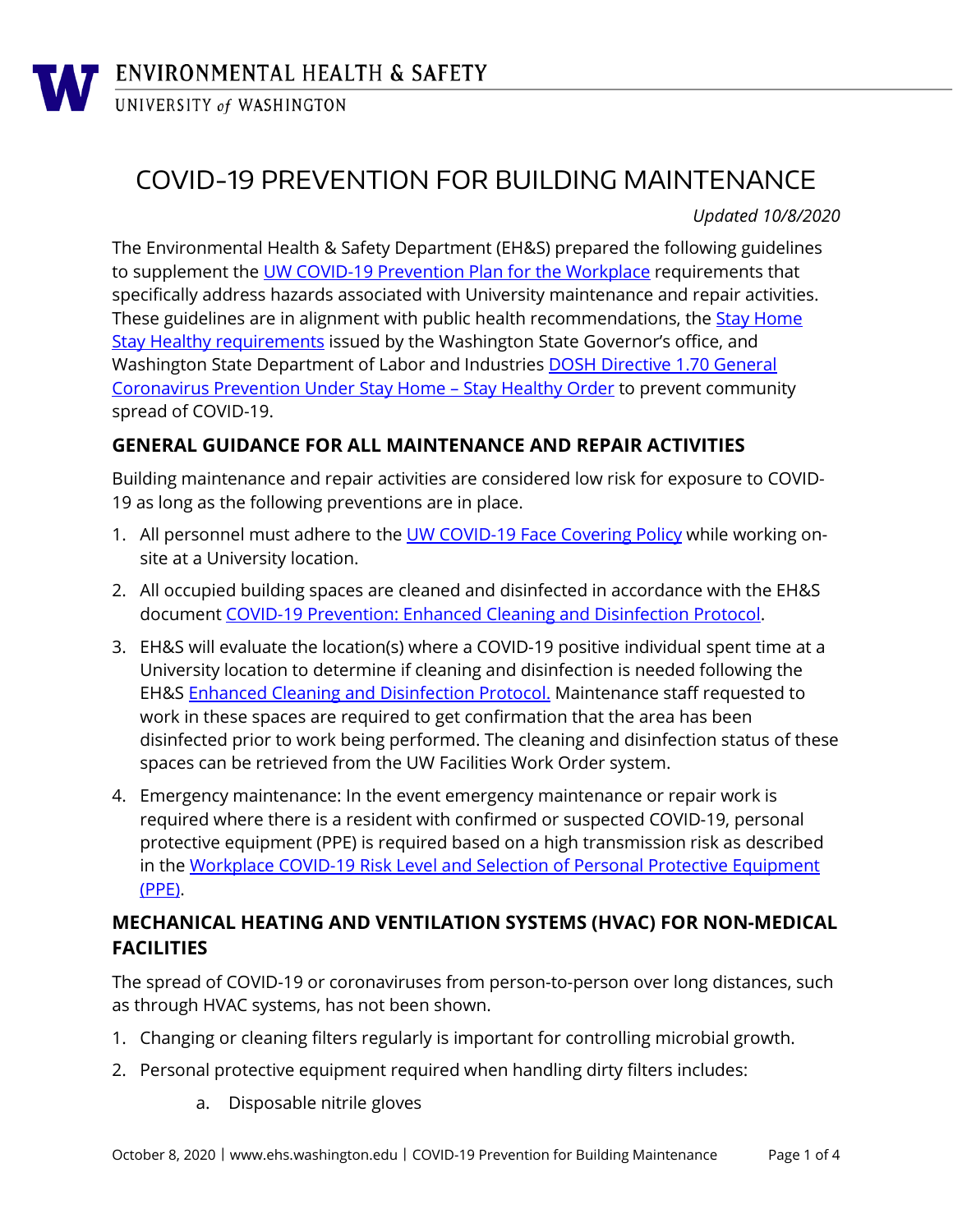ENVIRONMENTAL HEALTH & SAFETY
UNIVERSITY of WASHINGTON

# COVID-19 PREVENTION FOR BUILDING MAINTENANCE

*Updated 10/8/2020*

The Environmental Health & Safety Department (EH&S) prepared the following guidelines to supplement the UW COVID-19 Prevention Plan for the Workplace requirements that specifically address hazards associated with University maintenance and repair activities. These guidelines are in alignment with public health recommendations, the Stay Home Stay Healthy requirements issued by the Washington State Governor's office, and Washington State Department of Labor and Industries DOSH Directive 1.70 General Coronavirus Prevention Under Stay Home – Stay Healthy Order to prevent community spread of COVID-19.

## GENERAL GUIDANCE FOR ALL MAINTENANCE AND REPAIR ACTIVITIES

Building maintenance and repair activities are considered low risk for exposure to COVID-19 as long as the following preventions are in place.

1. All personnel must adhere to the UW COVID-19 Face Covering Policy while working on-site at a University location.
2. All occupied building spaces are cleaned and disinfected in accordance with the EH&S document COVID-19 Prevention: Enhanced Cleaning and Disinfection Protocol.
3. EH&S will evaluate the location(s) where a COVID-19 positive individual spent time at a University location to determine if cleaning and disinfection is needed following the EH&S Enhanced Cleaning and Disinfection Protocol. Maintenance staff requested to work in these spaces are required to get confirmation that the area has been disinfected prior to work being performed. The cleaning and disinfection status of these spaces can be retrieved from the UW Facilities Work Order system.
4. Emergency maintenance: In the event emergency maintenance or repair work is required where there is a resident with confirmed or suspected COVID-19, personal protective equipment (PPE) is required based on a high transmission risk as described in the Workplace COVID-19 Risk Level and Selection of Personal Protective Equipment (PPE).

## MECHANICAL HEATING AND VENTILATION SYSTEMS (HVAC) FOR NON-MEDICAL FACILITIES

The spread of COVID-19 or coronaviruses from person-to-person over long distances, such as through HVAC systems, has not been shown.

1. Changing or cleaning filters regularly is important for controlling microbial growth.
2. Personal protective equipment required when handling dirty filters includes:
   a. Disposable nitrile gloves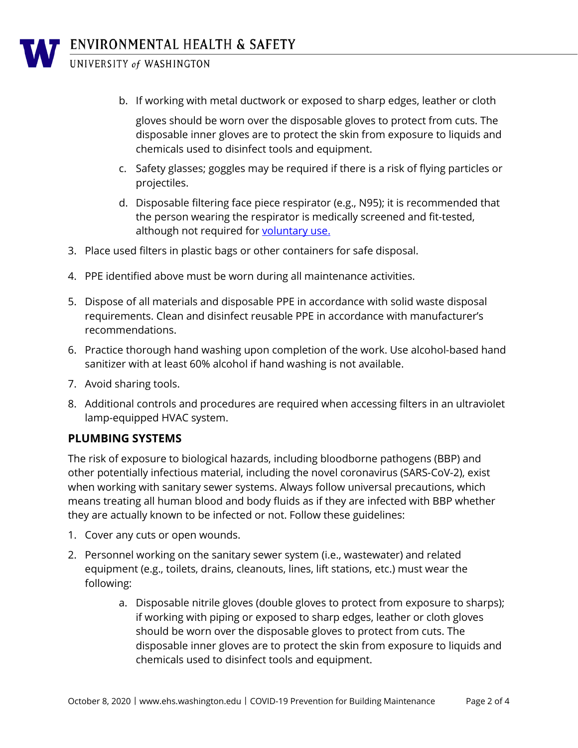b. If working with metal ductwork or exposed to sharp edges, leather or cloth gloves should be worn over the disposable gloves to protect from cuts. The disposable inner gloves are to protect the skin from exposure to liquids and chemicals used to disinfect tools and equipment.
   c. Safety glasses; goggles may be required if there is a risk of flying particles or projectiles.
   d. Disposable filtering face piece respirator (e.g., N95); it is recommended that the person wearing the respirator is medically screened and fit-tested, although not required for [voluntary use.]()

3. Place used filters in plastic bags or other containers for safe disposal.
4. PPE identified above must be worn during all maintenance activities.
5. Dispose of all materials and disposable PPE in accordance with solid waste disposal requirements. Clean and disinfect reusable PPE in accordance with manufacturer's recommendations.
6. Practice thorough hand washing upon completion of the work. Use alcohol-based hand sanitizer with at least 60% alcohol if hand washing is not available.
7. Avoid sharing tools.
8. Additional controls and procedures are required when accessing filters in an ultraviolet lamp-equipped HVAC system.

## PLUMBING SYSTEMS

The risk of exposure to biological hazards, including bloodborne pathogens (BBP) and other potentially infectious material, including the novel coronavirus (SARS-CoV-2), exist when working with sanitary sewer systems. Always follow universal precautions, which means treating all human blood and body fluids as if they are infected with BBP whether they are actually known to be infected or not. Follow these guidelines:

1. Cover any cuts or open wounds.
2. Personnel working on the sanitary sewer system (i.e., wastewater) and related equipment (e.g., toilets, drains, cleanouts, lines, lift stations, etc.) must wear the following:
   a. Disposable nitrile gloves (double gloves to protect from exposure to sharps); if working with piping or exposed to sharp edges, leather or cloth gloves should be worn over the disposable gloves to protect from cuts. The disposable inner gloves are to protect the skin from exposure to liquids and chemicals used to disinfect tools and equipment.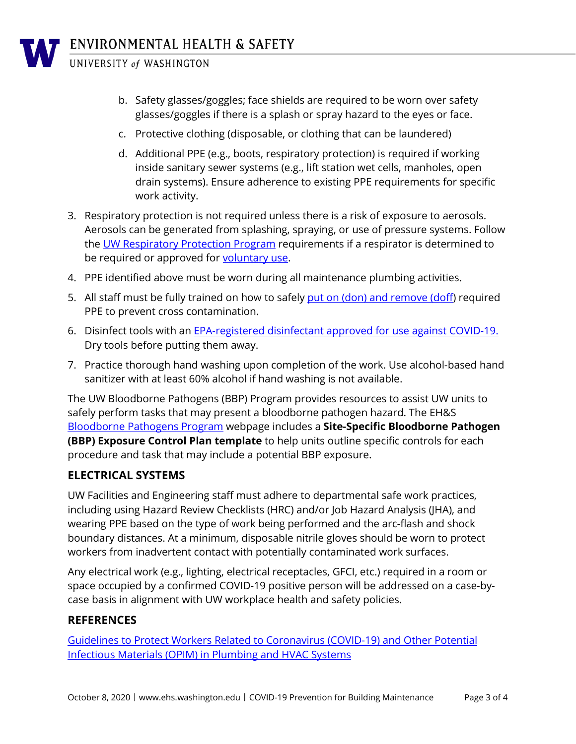b. Safety glasses/goggles; face shields are required to be worn over safety glasses/goggles if there is a splash or spray hazard to the eyes or face.

c. Protective clothing (disposable, or clothing that can be laundered)

d. Additional PPE (e.g., boots, respiratory protection) is required if working inside sanitary sewer systems (e.g., lift station wet cells, manholes, open drain systems). Ensure adherence to existing PPE requirements for specific work activity.

3. Respiratory protection is not required unless there is a risk of exposure to aerosols. Aerosols can be generated from splashing, spraying, or use of pressure systems. Follow the UW Respiratory Protection Program requirements if a respirator is determined to be required or approved for voluntary use.
4. PPE identified above must be worn during all maintenance plumbing activities.
5. All staff must be fully trained on how to safely put on (don) and remove (doff) required PPE to prevent cross contamination.
6. Disinfect tools with an EPA-registered disinfectant approved for use against COVID-19. Dry tools before putting them away.
7. Practice thorough hand washing upon completion of the work. Use alcohol-based hand sanitizer with at least 60% alcohol if hand washing is not available.

The UW Bloodborne Pathogens (BBP) Program provides resources to assist UW units to safely perform tasks that may present a bloodborne pathogen hazard. The EH&S Bloodborne Pathogens Program webpage includes a **Site-Specific Bloodborne Pathogen (BBP) Exposure Control Plan template** to help units outline specific controls for each procedure and task that may include a potential BBP exposure.

## ELECTRICAL SYSTEMS

UW Facilities and Engineering staff must adhere to departmental safe work practices, including using Hazard Review Checklists (HRC) and/or Job Hazard Analysis (JHA), and wearing PPE based on the type of work being performed and the arc-flash and shock boundary distances. At a minimum, disposable nitrile gloves should be worn to protect workers from inadvertent contact with potentially contaminated work surfaces.

Any electrical work (e.g., lighting, electrical receptacles, GFCI, etc.) required in a room or space occupied by a confirmed COVID-19 positive person will be addressed on a case-by-case basis in alignment with UW workplace health and safety policies.

## REFERENCES

Guidelines to Protect Workers Related to Coronavirus (COVID-19) and Other Potential Infectious Materials (OPIM) in Plumbing and HVAC Systems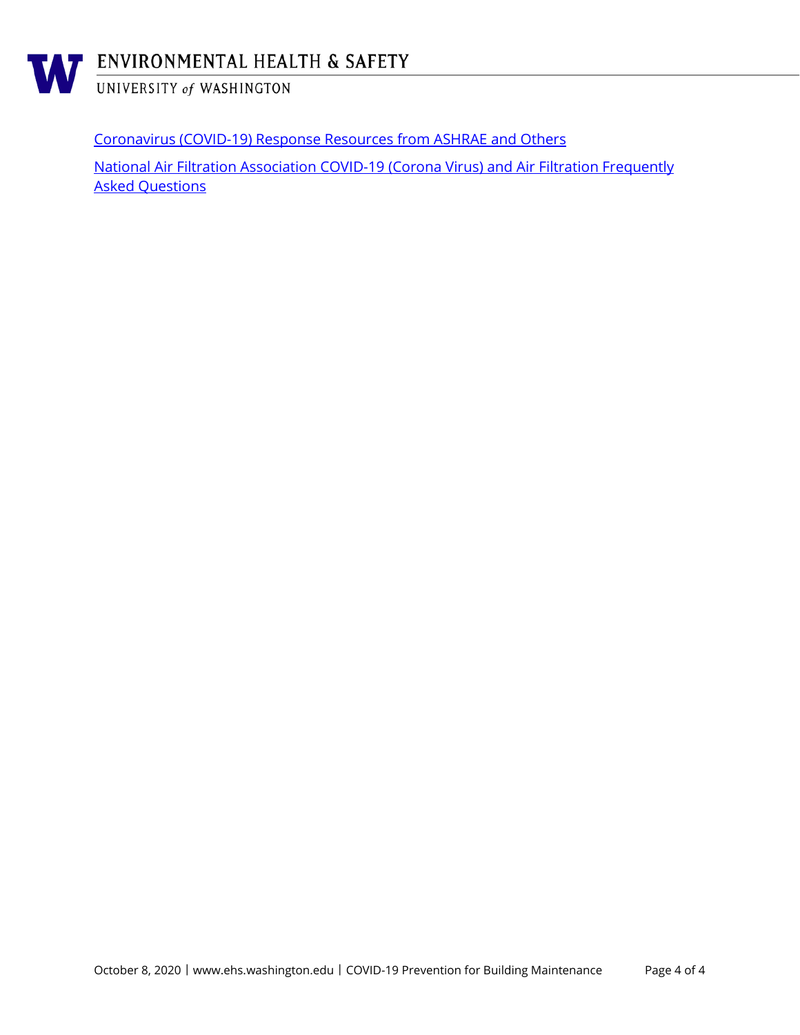Coronavirus (COVID-19) Response Resources from ASHRAE and Others

National Air Filtration Association COVID-19 (Corona Virus) and Air Filtration Frequently Asked Questions